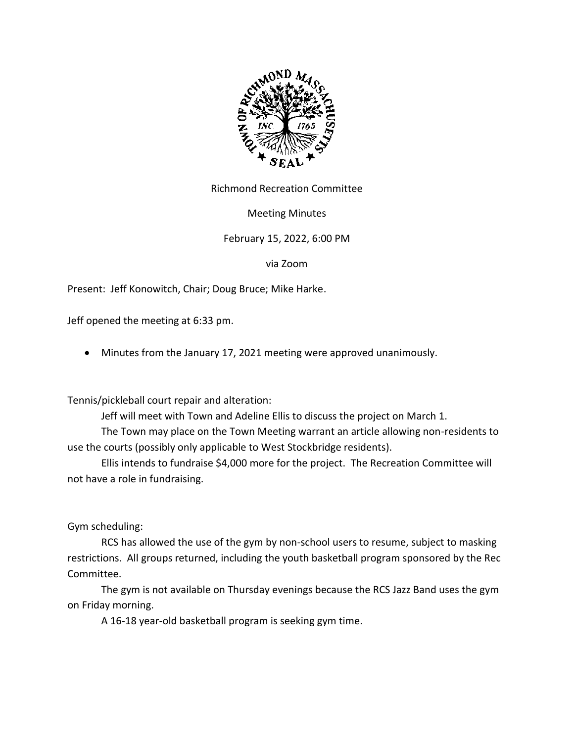Richmond Recreation Committee

Meeting Minutes

February 15, 2022, 6:00 PM

via Zoom

Present: Jeff Konowitch, Chair; Doug Bruce; Mike Harke.

Jeff opened the meeting at 6:33 pm.

- Minutes from the January 17, 2021 meeting were approved unanimously.

Tennis/pickleball court repair and alteration:

Jeff will meet with Town and Adeline Ellis to discuss the project on March 1.

The Town may place on the Town Meeting warrant an article allowing non-residents to use the courts (possibly only applicable to West Stockbridge residents).

Ellis intends to fundraise $4,000 more for the project. The Recreation Committee will not have a role in fundraising.

Gym scheduling:

RCS has allowed the use of the gym by non-school users to resume, subject to masking restrictions. All groups returned, including the youth basketball program sponsored by the Rec Committee.

The gym is not available on Thursday evenings because the RCS Jazz Band uses the gym on Friday morning.

A 16-18 year-old basketball program is seeking gym time.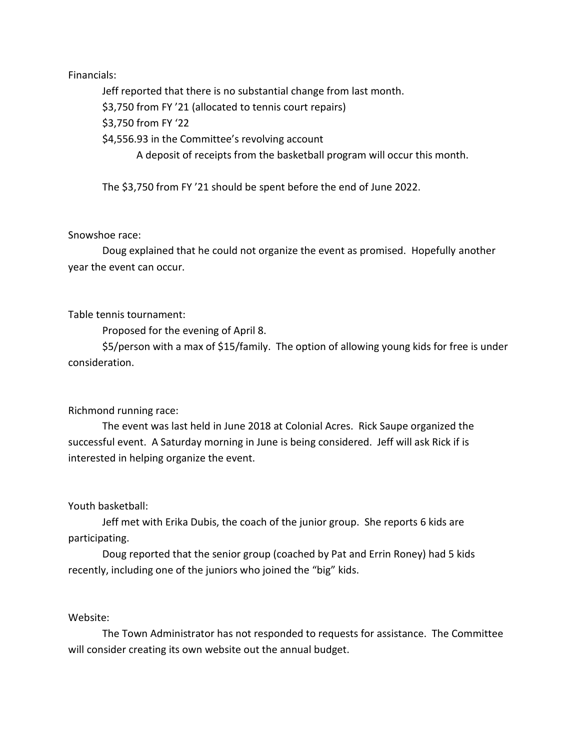Financials:

Jeff reported that there is no substantial change from last month.

$3,750 from FY '21 (allocated to tennis court repairs)

$3,750 from FY '22

$4,556.93 in the Committee's revolving account

A deposit of receipts from the basketball program will occur this month.

The $3,750 from FY '21 should be spent before the end of June 2022.

Snowshoe race:

Doug explained that he could not organize the event as promised. Hopefully another year the event can occur.

Table tennis tournament:

Proposed for the evening of April 8.

$5/person with a max of $15/family. The option of allowing young kids for free is under consideration.

Richmond running race:

The event was last held in June 2018 at Colonial Acres. Rick Saupe organized the successful event. A Saturday morning in June is being considered. Jeff will ask Rick if is interested in helping organize the event.

Youth basketball:

Jeff met with Erika Dubis, the coach of the junior group. She reports 6 kids are participating.

Doug reported that the senior group (coached by Pat and Errin Roney) had 5 kids recently, including one of the juniors who joined the "big" kids.

Website:

The Town Administrator has not responded to requests for assistance. The Committee will consider creating its own website out the annual budget.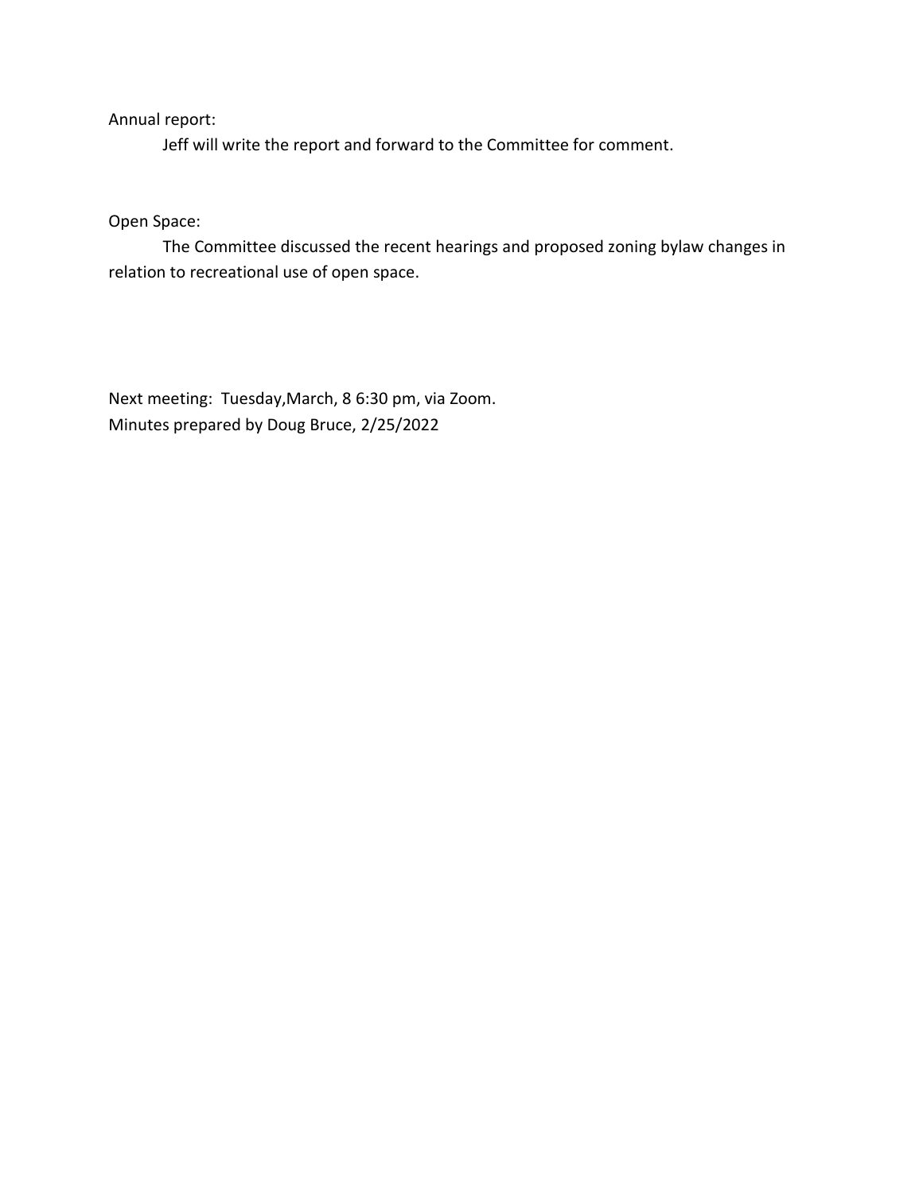Annual report:

Jeff will write the report and forward to the Committee for comment.

Open Space:

The Committee discussed the recent hearings and proposed zoning bylaw changes in relation to recreational use of open space.

Next meeting: Tuesday,March, 8 6:30 pm, via Zoom.
Minutes prepared by Doug Bruce, 2/25/2022